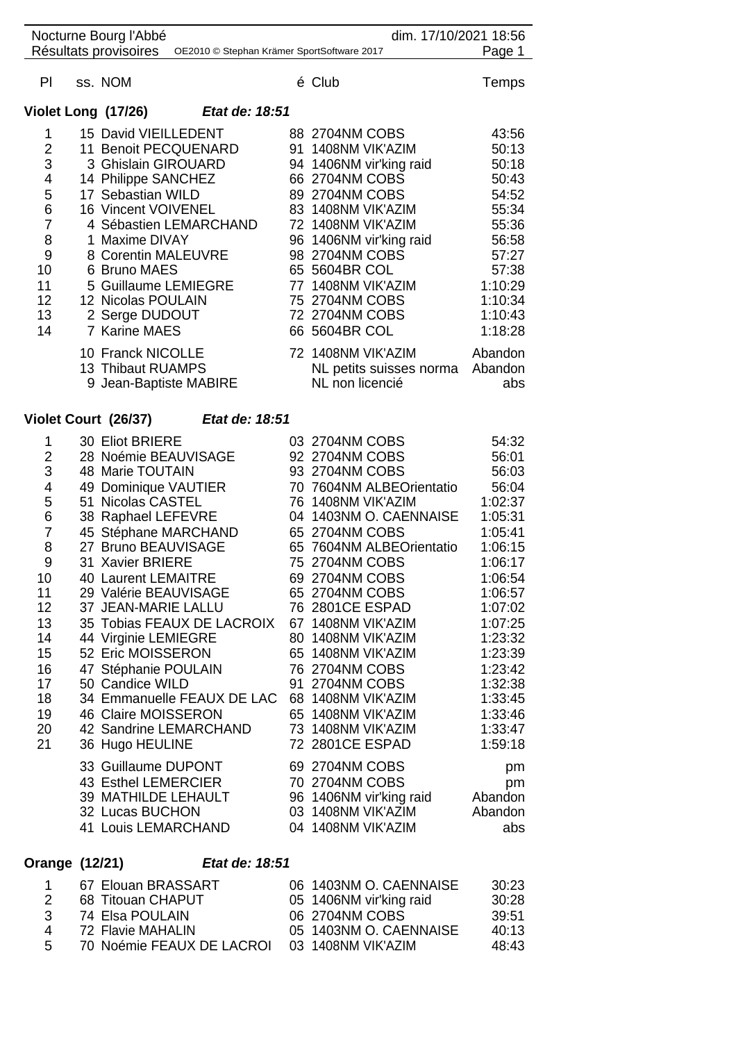Nocturne Bourg l'Abbé — dim. 17/10/2021 18:56

Résultats provisoires — OE2010 © Stephan Krämer SportSoftware 2017

## Violet Long (17/26) — *Etat de: 18:51*

| Pl | ss. | NOM | é | Club | Temps |
|---|---|---|---|---|---|
| 1 | 15 | David VIEILLEDENT | 88 | 2704NM COBS | 43:56 |
| 2 | 11 | Benoit PECQUENARD | 91 | 1408NM VIK'AZIM | 50:13 |
| 3 | 3 | Ghislain GIROUARD | 94 | 1406NM vir'king raid | 50:18 |
| 4 | 14 | Philippe SANCHEZ | 66 | 2704NM COBS | 50:43 |
| 5 | 17 | Sebastian WILD | 89 | 2704NM COBS | 54:52 |
| 6 | 16 | Vincent VOIVENEL | 83 | 1408NM VIK'AZIM | 55:34 |
| 7 | 4 | Sébastien LEMARCHAND | 72 | 1408NM VIK'AZIM | 55:36 |
| 8 | 1 | Maxime DIVAY | 96 | 1406NM vir'king raid | 56:58 |
| 9 | 8 | Corentin MALEUVRE | 98 | 2704NM COBS | 57:27 |
| 10 | 6 | Bruno MAES | 65 | 5604BR COL | 57:38 |
| 11 | 5 | Guillaume LEMIEGRE | 77 | 1408NM VIK'AZIM | 1:10:29 |
| 12 | 12 | Nicolas POULAIN | 75 | 2704NM COBS | 1:10:34 |
| 13 | 2 | Serge DUDOUT | 72 | 2704NM COBS | 1:10:43 |
| 14 | 7 | Karine MAES | 66 | 5604BR COL | 1:18:28 |
| | 10 | Franck NICOLLE | 72 | 1408NM VIK'AZIM | Abandon |
| | 13 | Thibaut RUAMPS | | NL petits suisses norma | Abandon |
| | 9 | Jean-Baptiste MABIRE | | NL non licencié | abs |

## Violet Court (26/37) — *Etat de: 18:51*

| Pl | ss. | NOM | é | Club | Temps |
|---|---|---|---|---|---|
| 1 | 30 | Eliot BRIERE | 03 | 2704NM COBS | 54:32 |
| 2 | 28 | Noémie BEAUVISAGE | 92 | 2704NM COBS | 56:01 |
| 3 | 48 | Marie TOUTAIN | 93 | 2704NM COBS | 56:03 |
| 4 | 49 | Dominique VAUTIER | 70 | 7604NM ALBEOrientatio | 56:04 |
| 5 | 51 | Nicolas CASTEL | 76 | 1408NM VIK'AZIM | 1:02:37 |
| 6 | 38 | Raphael LEFEVRE | 04 | 1403NM O. CAENNAISE | 1:05:31 |
| 7 | 45 | Stéphane MARCHAND | 65 | 2704NM COBS | 1:05:41 |
| 8 | 27 | Bruno BEAUVISAGE | 65 | 7604NM ALBEOrientatio | 1:06:15 |
| 9 | 31 | Xavier BRIERE | 75 | 2704NM COBS | 1:06:17 |
| 10 | 40 | Laurent LEMAITRE | 69 | 2704NM COBS | 1:06:54 |
| 11 | 29 | Valérie BEAUVISAGE | 65 | 2704NM COBS | 1:06:57 |
| 12 | 37 | JEAN-MARIE LALLU | 76 | 2801CE ESPAD | 1:07:02 |
| 13 | 35 | Tobias FEAUX DE LACROIX | 67 | 1408NM VIK'AZIM | 1:07:25 |
| 14 | 44 | Virginie LEMIEGRE | 80 | 1408NM VIK'AZIM | 1:23:32 |
| 15 | 52 | Eric MOISSERON | 65 | 1408NM VIK'AZIM | 1:23:39 |
| 16 | 47 | Stéphanie POULAIN | 76 | 2704NM COBS | 1:23:42 |
| 17 | 50 | Candice WILD | 91 | 2704NM COBS | 1:32:38 |
| 18 | 34 | Emmanuelle FEAUX DE LAC | 68 | 1408NM VIK'AZIM | 1:33:45 |
| 19 | 46 | Claire MOISSERON | 65 | 1408NM VIK'AZIM | 1:33:46 |
| 20 | 42 | Sandrine LEMARCHAND | 73 | 1408NM VIK'AZIM | 1:33:47 |
| 21 | 36 | Hugo HEULINE | 72 | 2801CE ESPAD | 1:59:18 |
| | 33 | Guillaume DUPONT | 69 | 2704NM COBS | pm |
| | 43 | Esthel LEMERCIER | 70 | 2704NM COBS | pm |
| | 39 | MATHILDE LEHAULT | 96 | 1406NM vir'king raid | Abandon |
| | 32 | Lucas BUCHON | 03 | 1408NM VIK'AZIM | Abandon |
| | 41 | Louis LEMARCHAND | 04 | 1408NM VIK'AZIM | abs |

## Orange (12/21) — *Etat de: 18:51*

| Pl | ss. | NOM | é | Club | Temps |
|---|---|---|---|---|---|
| 1 | 67 | Elouan BRASSART | 06 | 1403NM O. CAENNAISE | 30:23 |
| 2 | 68 | Titouan CHAPUT | 05 | 1406NM vir'king raid | 30:28 |
| 3 | 74 | Elsa POULAIN | 06 | 2704NM COBS | 39:51 |
| 4 | 72 | Flavie MAHALIN | 05 | 1403NM O. CAENNAISE | 40:13 |
| 5 | 70 | Noémie FEAUX DE LACROI | 03 | 1408NM VIK'AZIM | 48:43 |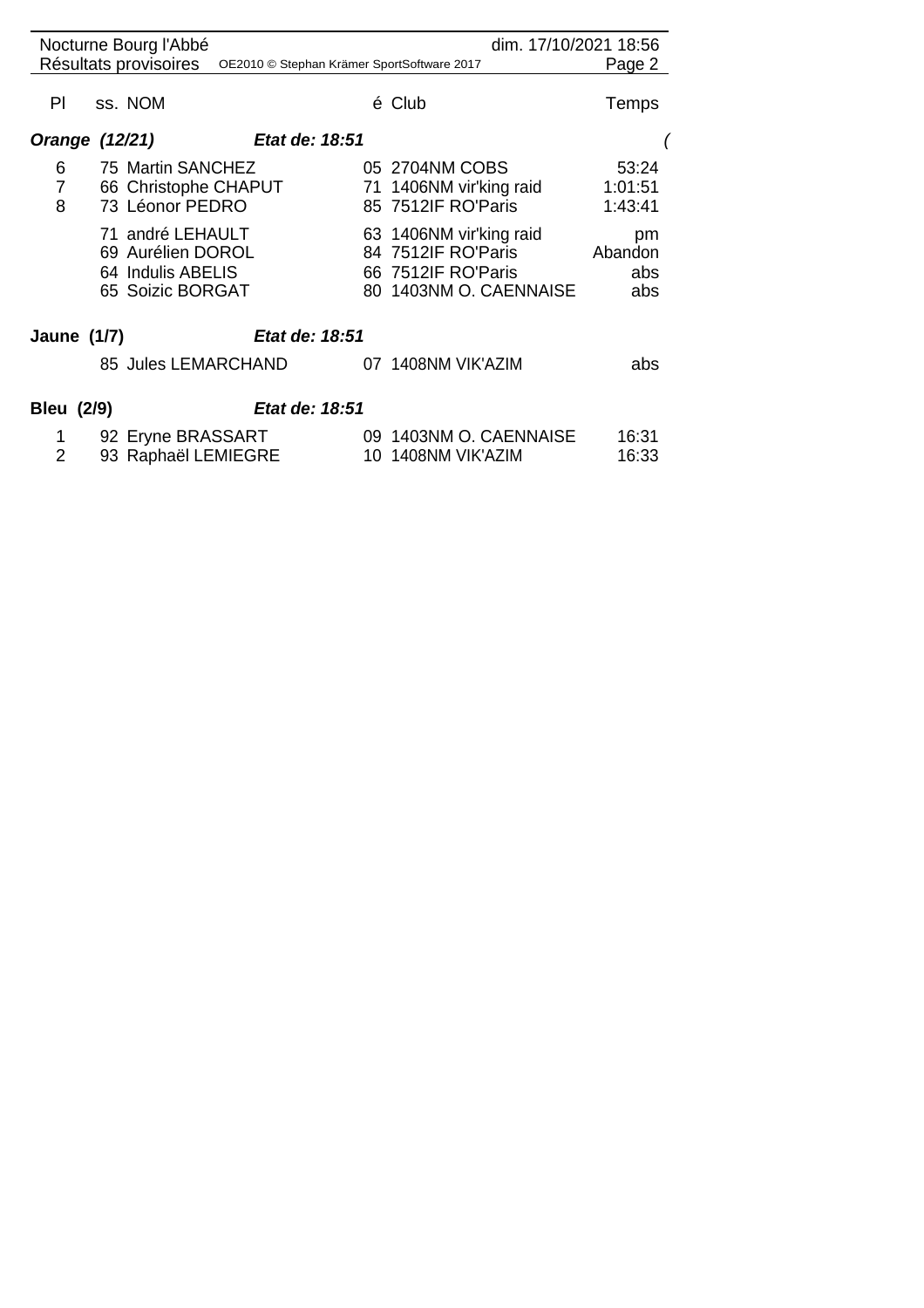| Pl | ss. NOM | é Club | Temps |
|---|---|---|---|
| ***Orange (12/21)*** | ***Etat de: 18:51*** | | ( |
| 6 | 75 Martin SANCHEZ | 05 2704NM COBS | 53:24 |
| 7 | 66 Christophe CHAPUT | 71 1406NM vir'king raid | 1:01:51 |
| 8 | 73 Léonor PEDRO | 85 7512IF RO'Paris | 1:43:41 |
| | 71 andré LEHAULT | 63 1406NM vir'king raid | pm |
| | 69 Aurélien DOROL | 84 7512IF RO'Paris | Abandon |
| | 64 Indulis ABELIS | 66 7512IF RO'Paris | abs |
| | 65 Soizic BORGAT | 80 1403NM O. CAENNAISE | abs |
| **Jaune (1/7)** | ***Etat de: 18:51*** | | |
| | 85 Jules LEMARCHAND | 07 1408NM VIK'AZIM | abs |
| **Bleu (2/9)** | ***Etat de: 18:51*** | | |
| 1 | 92 Eryne BRASSART | 09 1403NM O. CAENNAISE | 16:31 |
| 2 | 93 Raphaël LEMIEGRE | 10 1408NM VIK'AZIM | 16:33 |